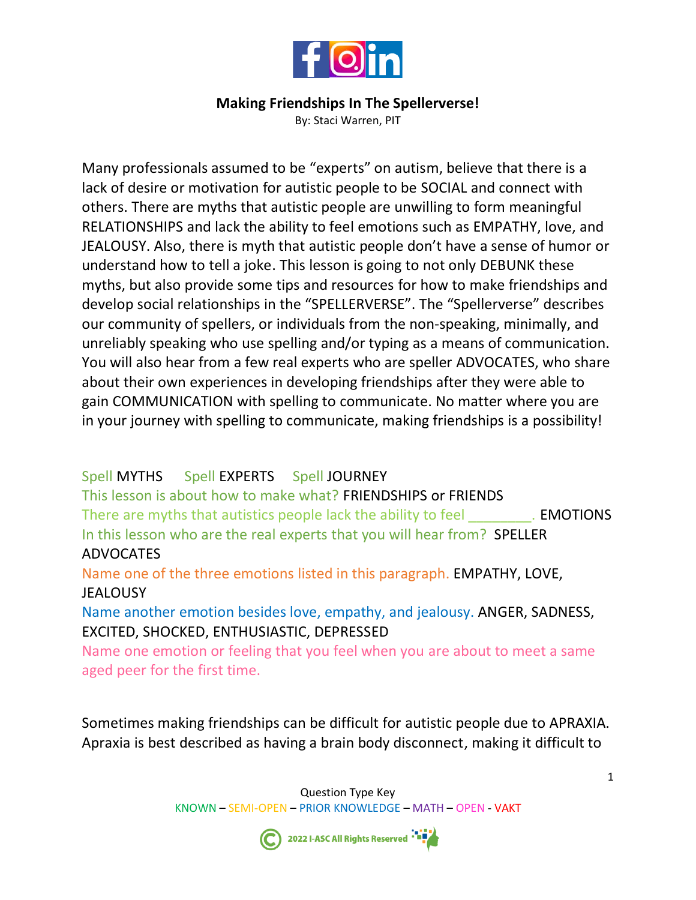**Making Friendships In The Spellerverse!**

By: Staci Warren, PIT

Many professionals assumed to be "experts" on autism, believe that there is a lack of desire or motivation for autistic people to be SOCIAL and connect with others. There are myths that autistic people are unwilling to form meaningful RELATIONSHIPS and lack the ability to feel emotions such as EMPATHY, love, and JEALOUSY. Also, there is myth that autistic people don't have a sense of humor or understand how to tell a joke. This lesson is going to not only DEBUNK these myths, but also provide some tips and resources for how to make friendships and develop social relationships in the "SPELLERVERSE". The "Spellerverse" describes our community of spellers, or individuals from the non-speaking, minimally, and unreliably speaking who use spelling and/or typing as a means of communication. You will also hear from a few real experts who are speller ADVOCATES, who share about their own experiences in developing friendships after they were able to gain COMMUNICATION with spelling to communicate. No matter where you are in your journey with spelling to communicate, making friendships is a possibility!

Spell MYTHS     Spell EXPERTS     Spell JOURNEY

This lesson is about how to make what? FRIENDSHIPS or FRIENDS

There are myths that autistics people lack the ability to feel ________. EMOTIONS

In this lesson who are the real experts that you will hear from? SPELLER ADVOCATES

Name one of the three emotions listed in this paragraph. EMPATHY, LOVE, JEALOUSY

Name another emotion besides love, empathy, and jealousy. ANGER, SADNESS, EXCITED, SHOCKED, ENTHUSIASTIC, DEPRESSED

Name one emotion or feeling that you feel when you are about to meet a same aged peer for the first time.

Sometimes making friendships can be difficult for autistic people due to APRAXIA. Apraxia is best described as having a brain body disconnect, making it difficult to

Question Type Key

KNOWN – SEMI-OPEN – PRIOR KNOWLEDGE – MATH – OPEN - VAKT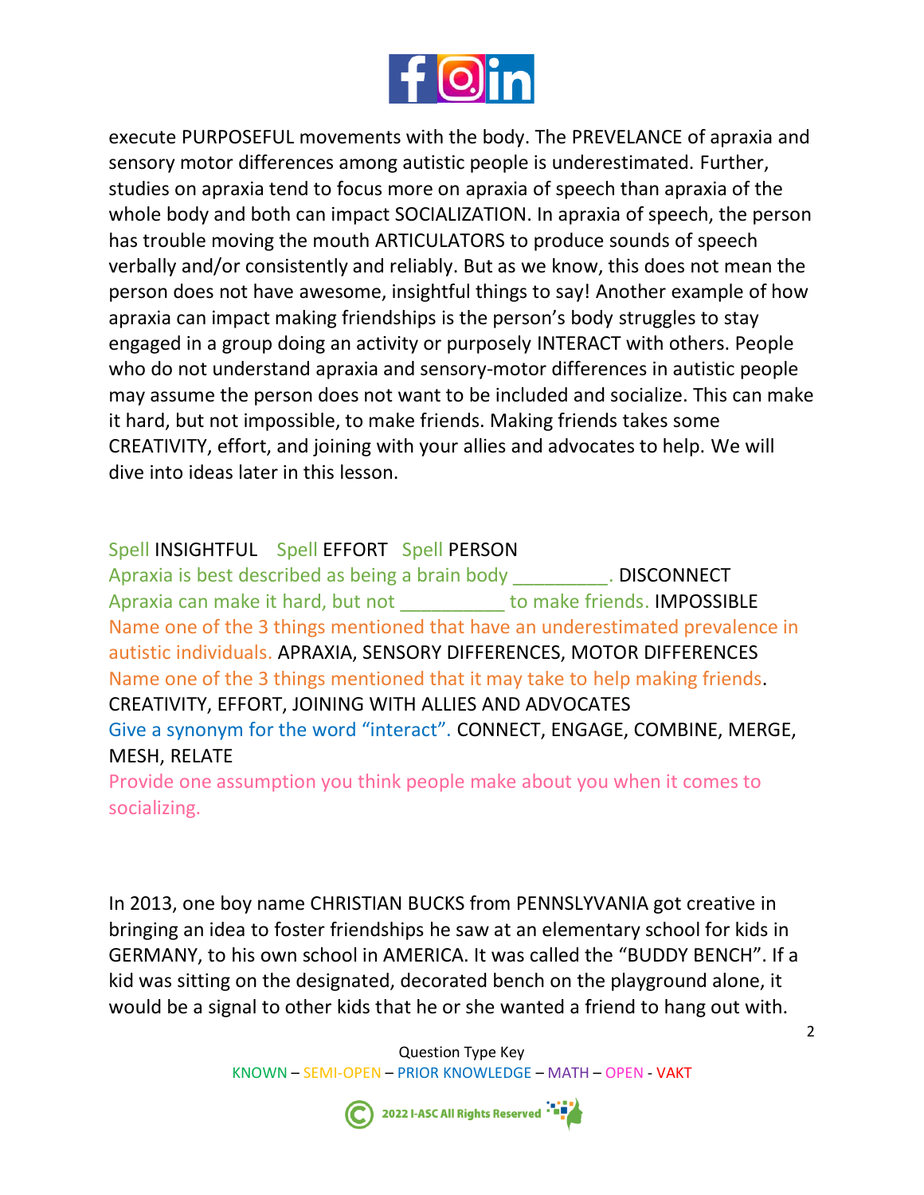execute PURPOSEFUL movements with the body. The PREVELANCE of apraxia and sensory motor differences among autistic people is underestimated. Further, studies on apraxia tend to focus more on apraxia of speech than apraxia of the whole body and both can impact SOCIALIZATION. In apraxia of speech, the person has trouble moving the mouth ARTICULATORS to produce sounds of speech verbally and/or consistently and reliably. But as we know, this does not mean the person does not have awesome, insightful things to say! Another example of how apraxia can impact making friendships is the person's body struggles to stay engaged in a group doing an activity or purposely INTERACT with others. People who do not understand apraxia and sensory-motor differences in autistic people may assume the person does not want to be included and socialize. This can make it hard, but not impossible, to make friends. Making friends takes some CREATIVITY, effort, and joining with your allies and advocates to help. We will dive into ideas later in this lesson.

Spell INSIGHTFUL   Spell EFFORT   Spell PERSON

Apraxia is best described as being a brain body _________. DISCONNECT

Apraxia can make it hard, but not __________ to make friends. IMPOSSIBLE

Name one of the 3 things mentioned that have an underestimated prevalence in autistic individuals. APRAXIA, SENSORY DIFFERENCES, MOTOR DIFFERENCES

Name one of the 3 things mentioned that it may take to help making friends. CREATIVITY, EFFORT, JOINING WITH ALLIES AND ADVOCATES

Give a synonym for the word "interact". CONNECT, ENGAGE, COMBINE, MERGE, MESH, RELATE

Provide one assumption you think people make about you when it comes to socializing.

In 2013, one boy name CHRISTIAN BUCKS from PENNSLYVANIA got creative in bringing an idea to foster friendships he saw at an elementary school for kids in GERMANY, to his own school in AMERICA. It was called the "BUDDY BENCH". If a kid was sitting on the designated, decorated bench on the playground alone, it would be a signal to other kids that he or she wanted a friend to hang out with.

Question Type Key

KNOWN – SEMI-OPEN – PRIOR KNOWLEDGE – MATH – OPEN - VAKT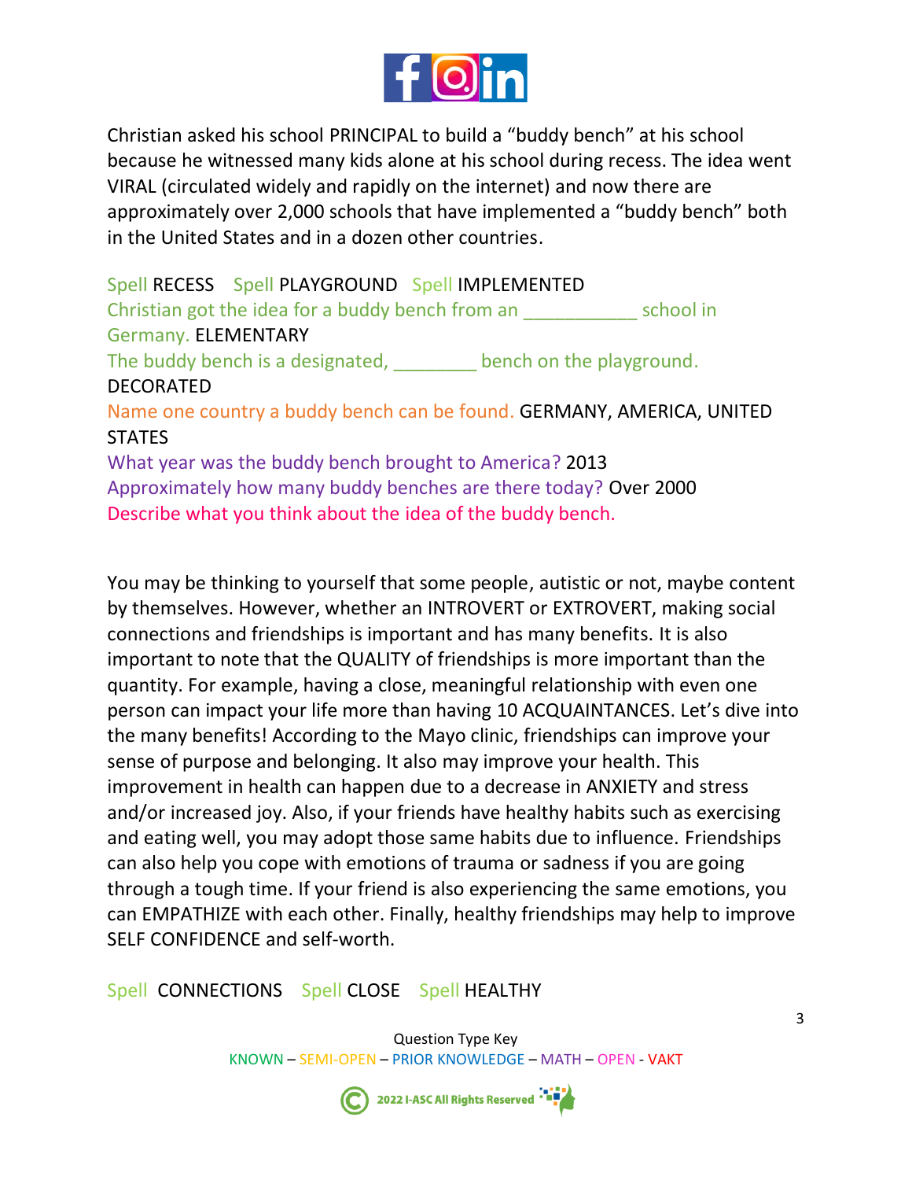Christian asked his school PRINCIPAL to build a "buddy bench" at his school because he witnessed many kids alone at his school during recess. The idea went VIRAL (circulated widely and rapidly on the internet) and now there are approximately over 2,000 schools that have implemented a "buddy bench" both in the United States and in a dozen other countries.

Spell RECESS  Spell PLAYGROUND  Spell IMPLEMENTED

Christian got the idea for a buddy bench from an ___________ school in Germany. ELEMENTARY

The buddy bench is a designated, ________ bench on the playground. DECORATED

Name one country a buddy bench can be found. GERMANY, AMERICA, UNITED STATES

What year was the buddy bench brought to America? 2013

Approximately how many buddy benches are there today? Over 2000

Describe what you think about the idea of the buddy bench.

You may be thinking to yourself that some people, autistic or not, maybe content by themselves. However, whether an INTROVERT or EXTROVERT, making social connections and friendships is important and has many benefits. It is also important to note that the QUALITY of friendships is more important than the quantity. For example, having a close, meaningful relationship with even one person can impact your life more than having 10 ACQUAINTANCES. Let's dive into the many benefits! According to the Mayo clinic, friendships can improve your sense of purpose and belonging. It also may improve your health. This improvement in health can happen due to a decrease in ANXIETY and stress and/or increased joy. Also, if your friends have healthy habits such as exercising and eating well, you may adopt those same habits due to influence. Friendships can also help you cope with emotions of trauma or sadness if you are going through a tough time. If your friend is also experiencing the same emotions, you can EMPATHIZE with each other. Finally, healthy friendships may help to improve SELF CONFIDENCE and self-worth.

Spell CONNECTIONS  Spell CLOSE  Spell HEALTHY

Question Type Key

KNOWN – SEMI-OPEN – PRIOR KNOWLEDGE – MATH – OPEN - VAKT

2022 I-ASC All Rights Reserved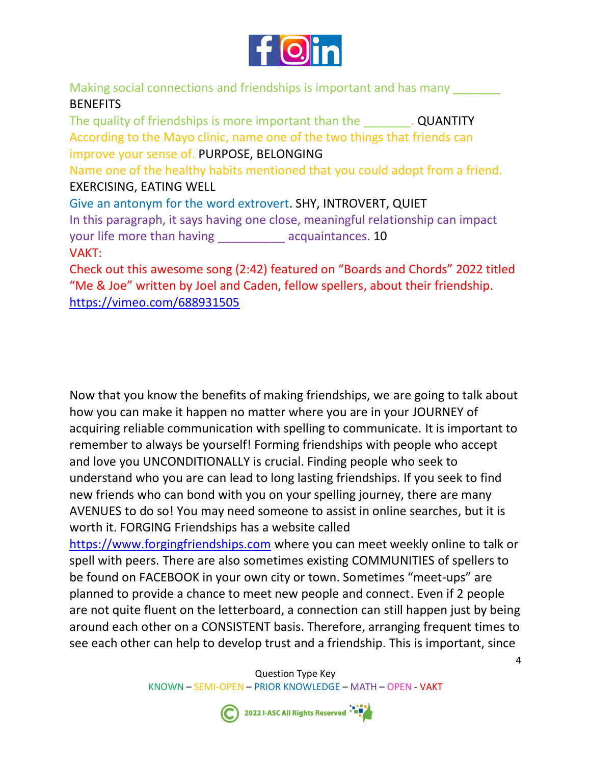Making social connections and friendships is important and has many _______ BENEFITS

The quality of friendships is more important than the _______. QUANTITY

According to the Mayo clinic, name one of the two things that friends can improve your sense of. PURPOSE, BELONGING

Name one of the healthy habits mentioned that you could adopt from a friend. EXERCISING, EATING WELL

Give an antonym for the word extrovert. SHY, INTROVERT, QUIET

In this paragraph, it says having one close, meaningful relationship can impact your life more than having __________ acquaintances. 10

VAKT:

Check out this awesome song (2:42) featured on "Boards and Chords" 2022 titled "Me & Joe" written by Joel and Caden, fellow spellers, about their friendship. https://vimeo.com/688931505

Now that you know the benefits of making friendships, we are going to talk about how you can make it happen no matter where you are in your JOURNEY of acquiring reliable communication with spelling to communicate. It is important to remember to always be yourself! Forming friendships with people who accept and love you UNCONDITIONALLY is crucial. Finding people who seek to understand who you are can lead to long lasting friendships. If you seek to find new friends who can bond with you on your spelling journey, there are many AVENUES to do so! You may need someone to assist in online searches, but it is worth it. FORGING Friendships has a website called https://www.forgingfriendships.com where you can meet weekly online to talk or spell with peers. There are also sometimes existing COMMUNITIES of spellers to be found on FACEBOOK in your own city or town. Sometimes "meet-ups" are planned to provide a chance to meet new people and connect. Even if 2 people are not quite fluent on the letterboard, a connection can still happen just by being around each other on a CONSISTENT basis. Therefore, arranging frequent times to see each other can help to develop trust and a friendship. This is important, since

Question Type Key

KNOWN – SEMI-OPEN – PRIOR KNOWLEDGE – MATH – OPEN - VAKT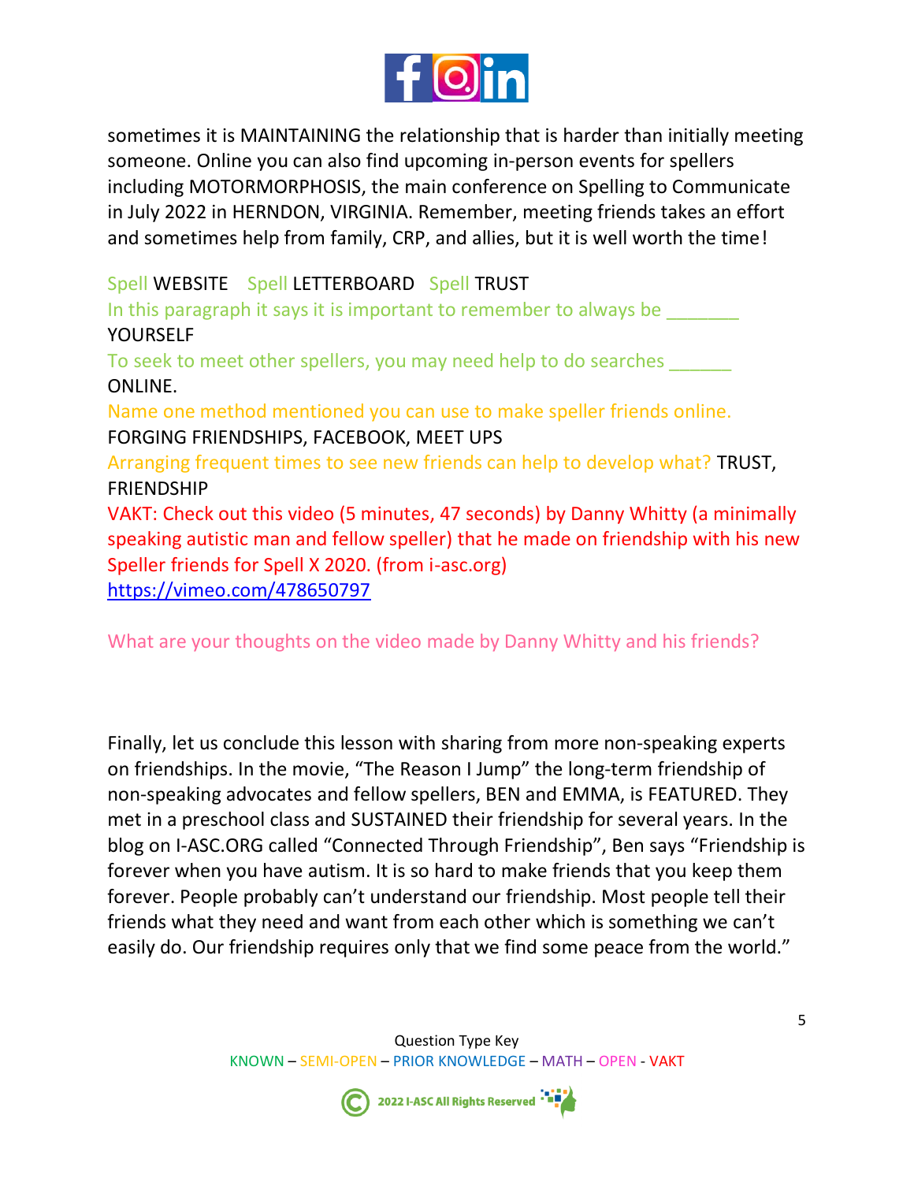sometimes it is MAINTAINING the relationship that is harder than initially meeting someone. Online you can also find upcoming in-person events for spellers including MOTORMORPHOSIS, the main conference on Spelling to Communicate in July 2022 in HERNDON, VIRGINIA. Remember, meeting friends takes an effort and sometimes help from family, CRP, and allies, but it is well worth the time!

Spell WEBSITE   Spell LETTERBOARD   Spell TRUST

In this paragraph it says it is important to remember to always be _______ YOURSELF

To seek to meet other spellers, you may need help to do searches ______ ONLINE.

Name one method mentioned you can use to make speller friends online. FORGING FRIENDSHIPS, FACEBOOK, MEET UPS

Arranging frequent times to see new friends can help to develop what? TRUST, FRIENDSHIP

VAKT: Check out this video (5 minutes, 47 seconds) by Danny Whitty (a minimally speaking autistic man and fellow speller) that he made on friendship with his new Speller friends for Spell X 2020. (from i-asc.org)
https://vimeo.com/478650797

What are your thoughts on the video made by Danny Whitty and his friends?

Finally, let us conclude this lesson with sharing from more non-speaking experts on friendships. In the movie, "The Reason I Jump" the long-term friendship of non-speaking advocates and fellow spellers, BEN and EMMA, is FEATURED. They met in a preschool class and SUSTAINED their friendship for several years. In the blog on I-ASC.ORG called "Connected Through Friendship", Ben says "Friendship is forever when you have autism. It is so hard to make friends that you keep them forever. People probably can't understand our friendship. Most people tell their friends what they need and want from each other which is something we can't easily do. Our friendship requires only that we find some peace from the world."

Question Type Key
KNOWN – SEMI-OPEN – PRIOR KNOWLEDGE – MATH – OPEN - VAKT

2022 I-ASC All Rights Reserved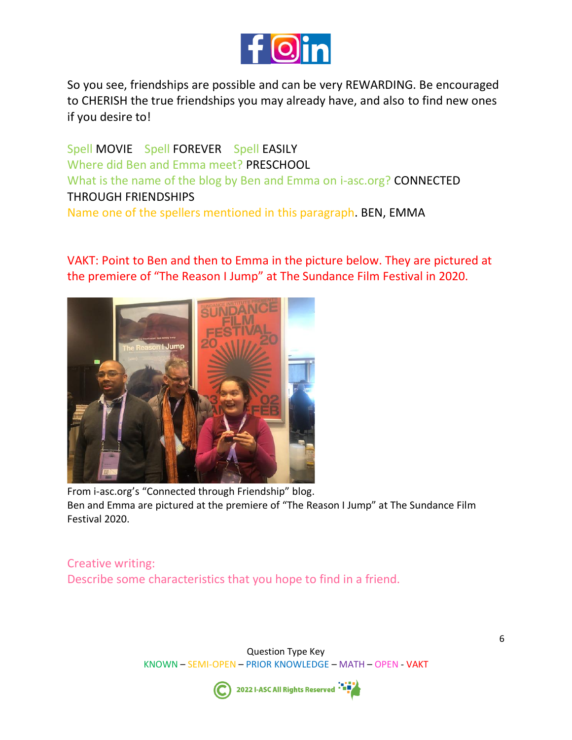So you see, friendships are possible and can be very REWARDING. Be encouraged to CHERISH the true friendships you may already have, and also to find new ones if you desire to!

Spell MOVIE   Spell FOREVER   Spell EASILY

Where did Ben and Emma meet? PRESCHOOL

What is the name of the blog by Ben and Emma on i-asc.org? CONNECTED THROUGH FRIENDSHIPS

Name one of the spellers mentioned in this paragraph. BEN, EMMA

VAKT: Point to Ben and then to Emma in the picture below. They are pictured at the premiere of "The Reason I Jump" at The Sundance Film Festival in 2020.

From i-asc.org's "Connected through Friendship" blog.
Ben and Emma are pictured at the premiere of "The Reason I Jump" at The Sundance Film Festival 2020.

Creative writing:
Describe some characteristics that you hope to find in a friend.

Question Type Key
KNOWN – SEMI-OPEN – PRIOR KNOWLEDGE – MATH – OPEN - VAKT

© 2022 I-ASC All Rights Reserved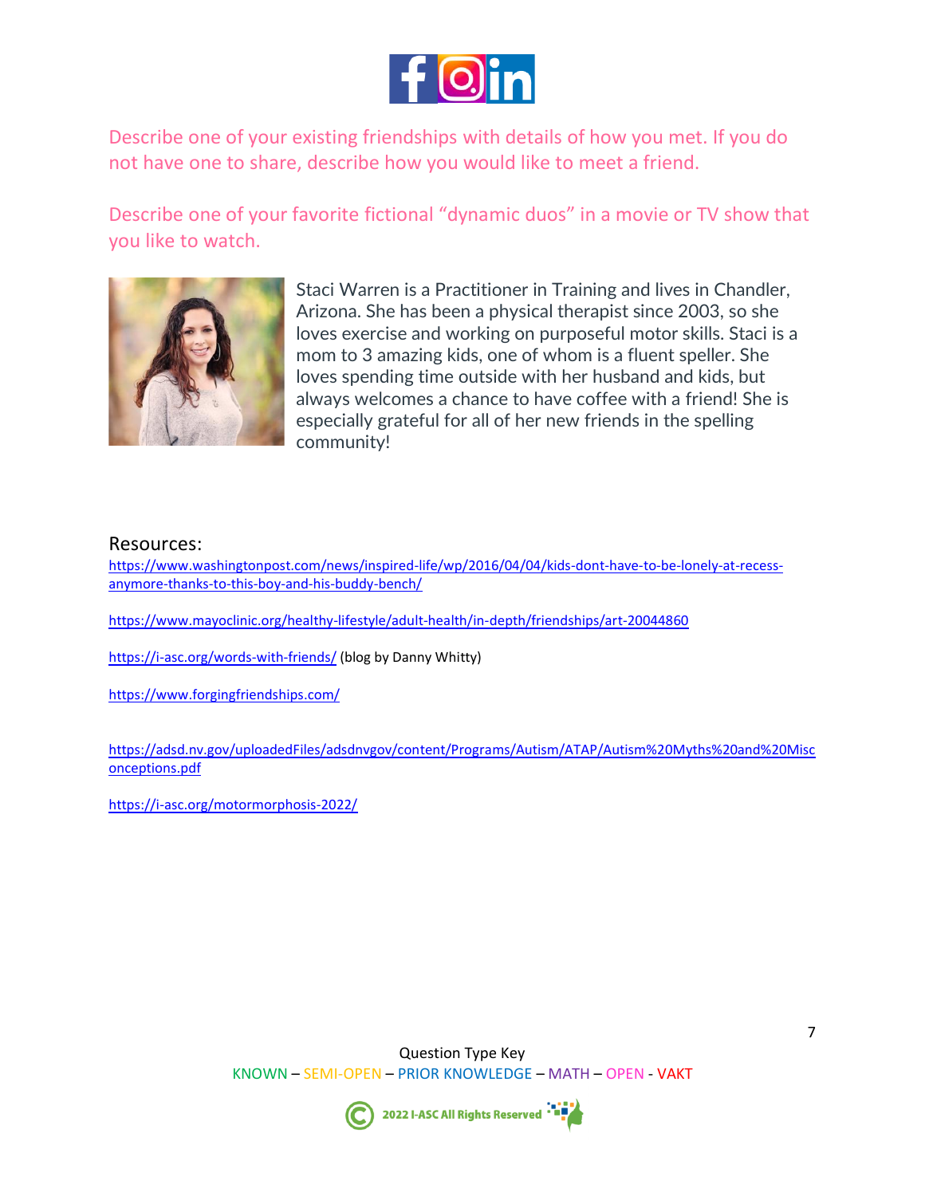Describe one of your existing friendships with details of how you met. If you do not have one to share, describe how you would like to meet a friend.

Describe one of your favorite fictional "dynamic duos" in a movie or TV show that you like to watch.

Staci Warren is a Practitioner in Training and lives in Chandler, Arizona. She has been a physical therapist since 2003, so she loves exercise and working on purposeful motor skills. Staci is a mom to 3 amazing kids, one of whom is a fluent speller. She loves spending time outside with her husband and kids, but always welcomes a chance to have coffee with a friend! She is especially grateful for all of her new friends in the spelling community!

Resources:

https://www.washingtonpost.com/news/inspired-life/wp/2016/04/04/kids-dont-have-to-be-lonely-at-recess-anymore-thanks-to-this-boy-and-his-buddy-bench/

https://www.mayoclinic.org/healthy-lifestyle/adult-health/in-depth/friendships/art-20044860

https://i-asc.org/words-with-friends/ (blog by Danny Whitty)

https://www.forgingfriendships.com/

https://adsd.nv.gov/uploadedFiles/adsdnvgov/content/Programs/Autism/ATAP/Autism%20Myths%20and%20Misconceptions.pdf

https://i-asc.org/motormorphosis-2022/

Question Type Key

KNOWN – SEMI-OPEN – PRIOR KNOWLEDGE – MATH – OPEN - VAKT

2022 I-ASC All Rights Reserved